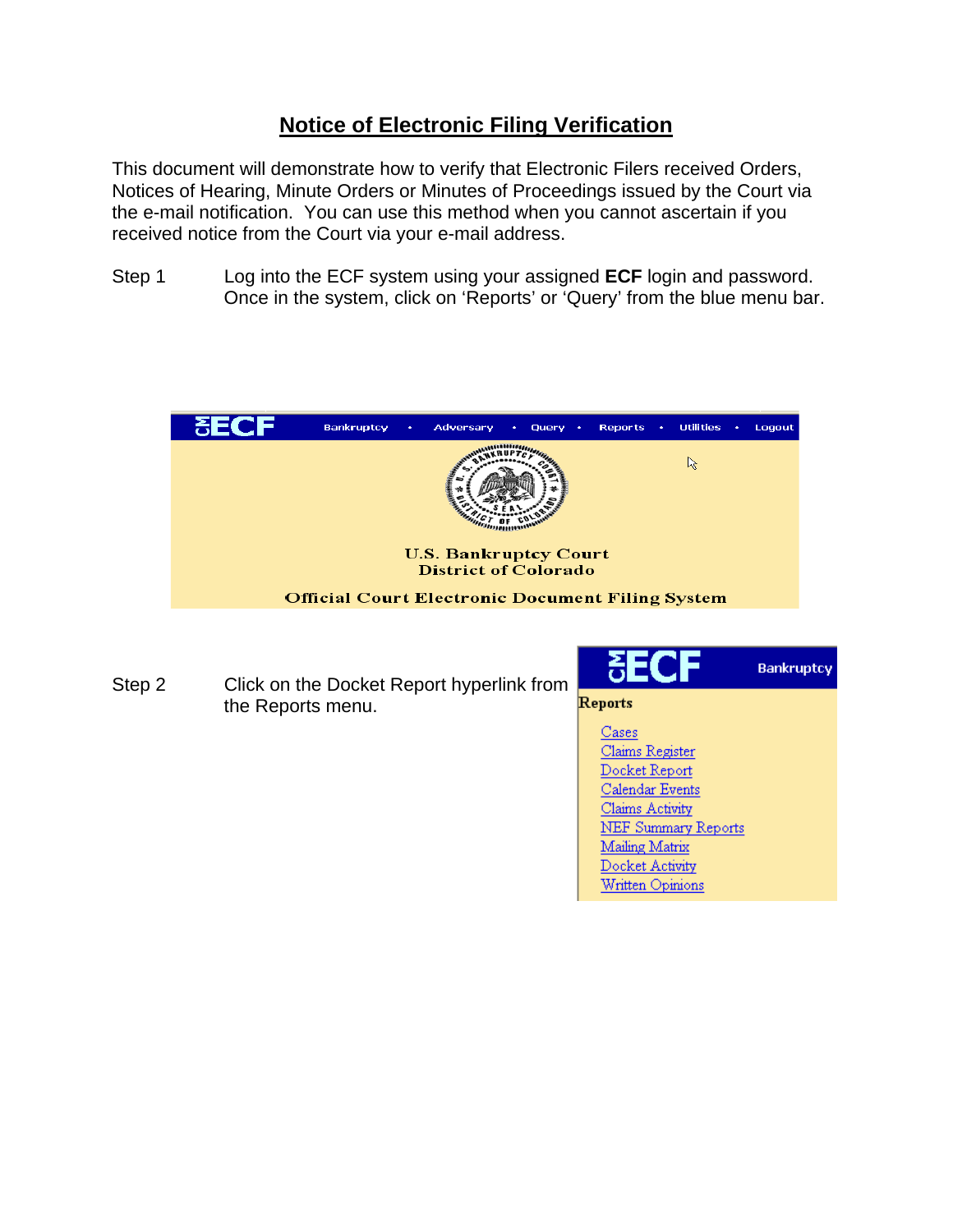# Notice of Electronic Filing Verification

This document will demonstrate how to verify that Electronic Filers received Orders, Notices of Hearing, Minute Orders or Minutes of Proceedings issued by the Court via the e-mail notification. You can use this method when you cannot ascertain if you received notice from the Court via your e-mail address.

Step 1 Log into the ECF system using your assigned **ECF** login and password. Once in the system, click on 'Reports' or 'Query' from the blue menu bar.

Step 2 Click on the Docket Report hyperlink from the Reports menu.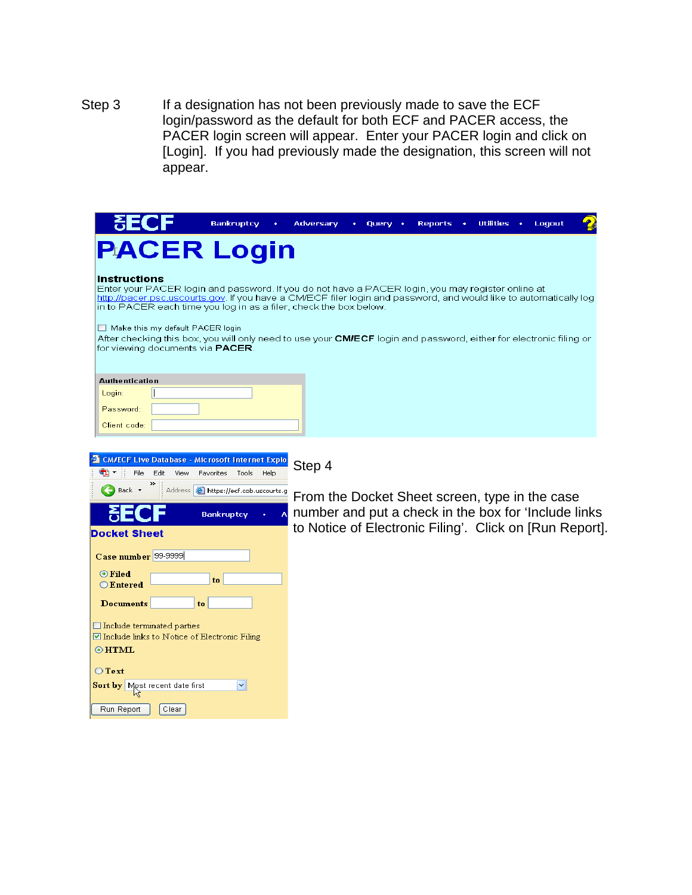Step 3 If a designation has not been previously made to save the ECF login/password as the default for both ECF and PACER access, the PACER login screen will appear. Enter your PACER login and click on [Login]. If you had previously made the designation, this screen will not appear.

ECF Bankruptcy • Adversary • Query • Reports • Utilities • Logout

# PACER Login

**Instructions**

Enter your PACER login and password. If you do not have a PACER login, you may register online at http://pacer.psc.uscourts.gov. If you have a CM/ECF filer login and password, and would like to automatically log in to PACER each time you log in as a filer, check the box below.

☐ Make this my default PACER login

After checking this box, you will only need to use your **CM/ECF** login and password, either for electronic filing or for viewing documents via **PACER**.

**Authentication**

Login:

Password:

Client code:

Step 4

From the Docket Sheet screen, type in the case number and put a check in the box for 'Include links to Notice of Electronic Filing'. Click on [Run Report].

CM/ECF Live Database - Microsoft Internet Explo

File Edit View Favorites Tools Help

Back Address https://ecf.cob.uscourts.g

ECF Bankruptcy

**Docket Sheet**

**Case number** 99-9999

◉ **Filed** ○ **Entered** to

**Documents** to

☐ Include terminated parties

☑ Include links to Notice of Electronic Filing

◉ **HTML**

○ **Text**

**Sort by** Most recent date first

Run Report Clear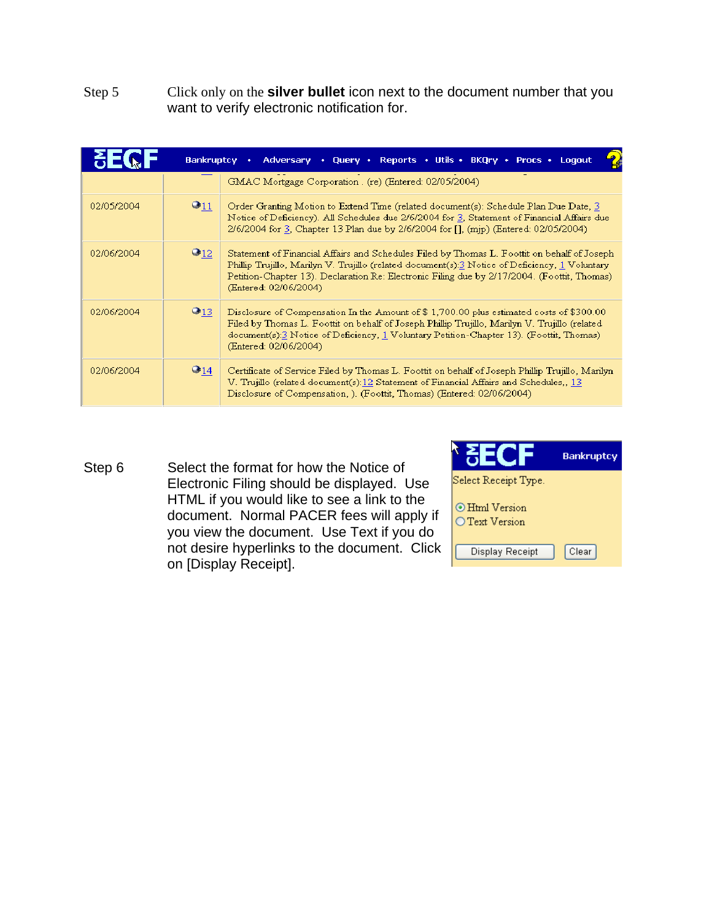Step 5 Click only on the **silver bullet** icon next to the document number that you want to verify electronic notification for.

CM ECF — Bankruptcy • Adversary • Query • Reports • Utils • BKQry • Procs • Logout

| | | GMAC Mortgage Corporation . (re) (Entered: 02/05/2004) |
|---|---|---|
| 02/05/2004 | 11 | Order Granting Motion to Extend Time (related document(s): Schedule Plan Due Date, 3 Notice of Deficiency). All Schedules due 2/6/2004 for 3, Statement of Financial Affairs due 2/6/2004 for 3, Chapter 13 Plan due by 2/6/2004 for [], (mjp) (Entered: 02/05/2004) |
| 02/06/2004 | 12 | Statement of Financial Affairs and Schedules Filed by Thomas L. Foottit on behalf of Joseph Phillip Trujillo, Marilyn V. Trujillo (related document(s):3 Notice of Deficiency, 1 Voluntary Petition-Chapter 13). Declaration Re: Electronic Filing due by 2/17/2004. (Foottit, Thomas) (Entered: 02/06/2004) |
| 02/06/2004 | 13 | Disclosure of Compensation In the Amount of $ 1,700.00 plus estimated costs of $300.00 Filed by Thomas L. Foottit on behalf of Joseph Phillip Trujillo, Marilyn V. Trujillo (related document(s):3 Notice of Deficiency, 1 Voluntary Petition-Chapter 13). (Foottit, Thomas) (Entered: 02/06/2004) |
| 02/06/2004 | 14 | Certificate of Service Filed by Thomas L. Foottit on behalf of Joseph Phillip Trujillo, Marilyn V. Trujillo (related document(s):12 Statement of Financial Affairs and Schedules,, 13 Disclosure of Compensation, ). (Foottit, Thomas) (Entered: 02/06/2004) |

Step 6 Select the format for how the Notice of Electronic Filing should be displayed. Use HTML if you would like to see a link to the document. Normal PACER fees will apply if you view the document. Use Text if you do not desire hyperlinks to the document. Click on [Display Receipt].

CM ECF — Bankruptcy

Select Receipt Type.

- (•) Html Version
- ( ) Text Version

[Display Receipt] [Clear]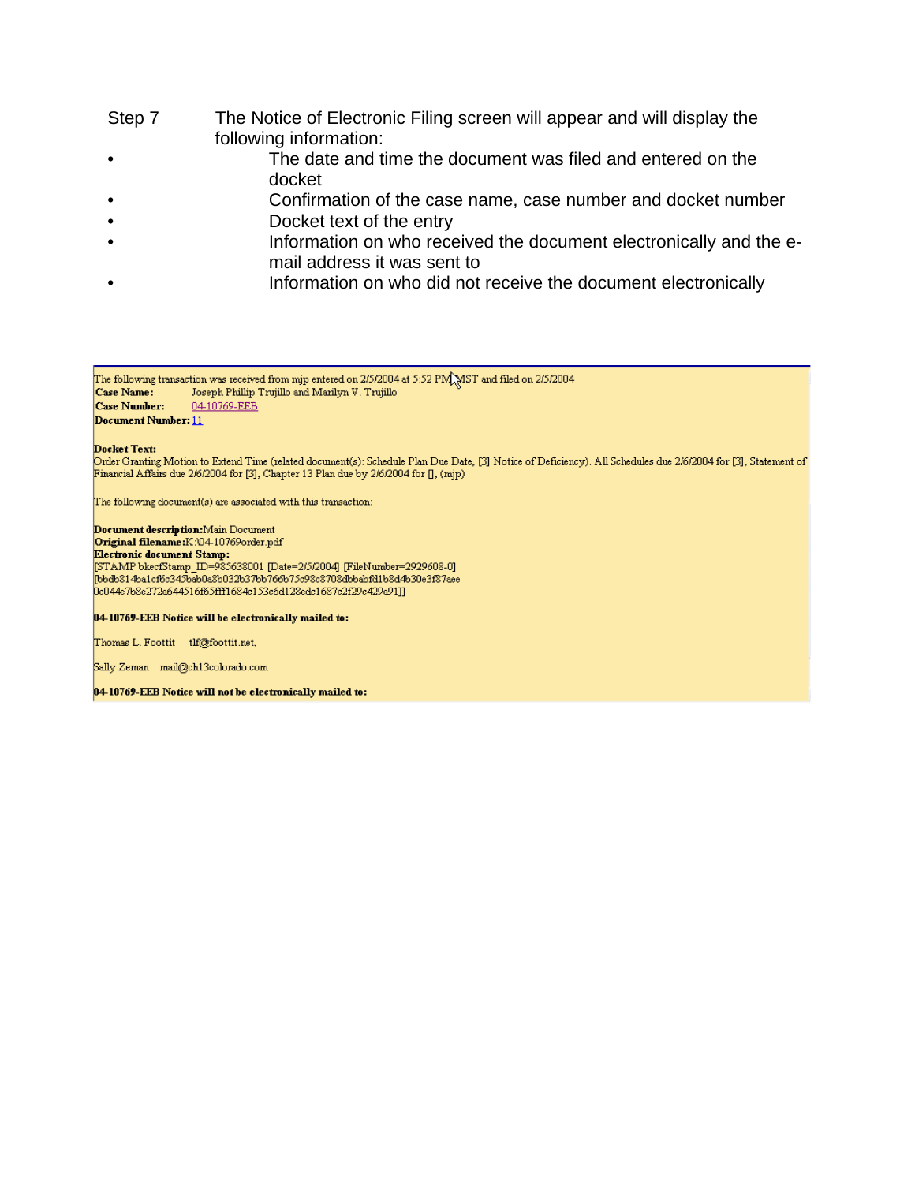Step 7 The Notice of Electronic Filing screen will appear and will display the following information:

- The date and time the document was filed and entered on the docket
- Confirmation of the case name, case number and docket number
- Docket text of the entry
- Information on who received the document electronically and the e-mail address it was sent to
- Information on who did not receive the document electronically

The following transaction was received from mjp entered on 2/5/2004 at 5:52 PM MST and filed on 2/5/2004

**Case Name:** Joseph Phillip Trujillo and Marilyn V. Trujillo
**Case Number:** 04-10769-EEB
**Document Number:** 11

**Docket Text:**
Order Granting Motion to Extend Time (related document(s): Schedule Plan Due Date, [3] Notice of Deficiency). All Schedules due 2/6/2004 for [3], Statement of Financial Affairs due 2/6/2004 for [3], Chapter 13 Plan due by 2/6/2004 for [], (mjp)

The following document(s) are associated with this transaction:

**Document description:** Main Document
**Original filename:** K:\04-10769order.pdf
**Electronic document Stamp:**
[STAMP bkecfStamp_ID=985638001 [Date=2/5/2004] [FileNumber=2929608-0]
[bbdb814ba1cf6c345bab0a8b032b37bb766b75c98c8708dbbabfd1b8d4b30e3f87aee
0c044e7b8e272a644516f65fff1684c153c6d128edc1687c2f29c429a91]]

**04-10769-EEB Notice will be electronically mailed to:**

Thomas L. Foottit tlf@foottit.net,

Sally Zeman mail@ch13colorado.com

**04-10769-EEB Notice will not be electronically mailed to:**